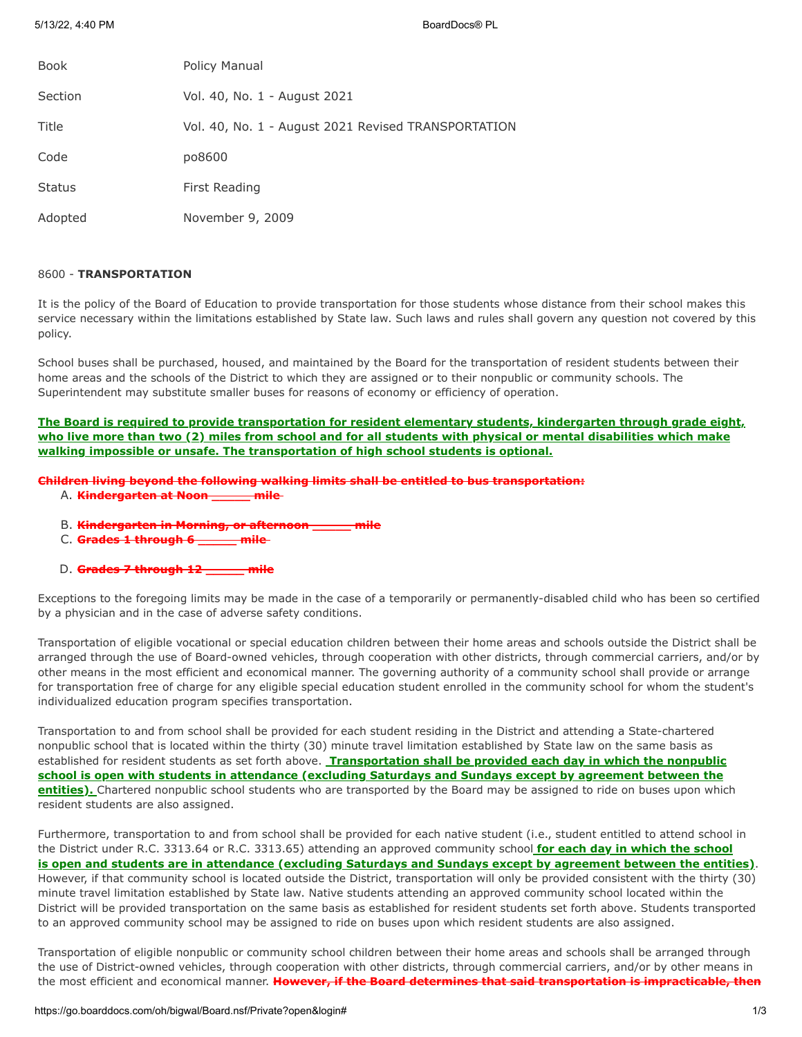| | |
|---|---|
| Book | Policy Manual |
| Section | Vol. 40, No. 1 - August 2021 |
| Title | Vol. 40, No. 1 - August 2021 Revised TRANSPORTATION |
| Code | po8600 |
| Status | First Reading |
| Adopted | November 9, 2009 |

8600 - **TRANSPORTATION**

It is the policy of the Board of Education to provide transportation for those students whose distance from their school makes this service necessary within the limitations established by State law. Such laws and rules shall govern any question not covered by this policy.

School buses shall be purchased, housed, and maintained by the Board for the transportation of resident students between their home areas and the schools of the District to which they are assigned or to their nonpublic or community schools. The Superintendent may substitute smaller buses for reasons of economy or efficiency of operation.

**The Board is required to provide transportation for resident elementary students, kindergarten through grade eight, who live more than two (2) miles from school and for all students with physical or mental disabilities which make walking impossible or unsafe. The transportation of high school students is optional.**

~~**Children living beyond the following walking limits shall be entitled to bus transportation:**~~

A. ~~**Kindergarten at Noon _____ mile**~~
B. ~~**Kindergarten in Morning, or afternoon _____ mile**~~
C. ~~**Grades 1 through 6 _____ mile**~~
D. ~~**Grades 7 through 12 _____ mile**~~

Exceptions to the foregoing limits may be made in the case of a temporarily or permanently-disabled child who has been so certified by a physician and in the case of adverse safety conditions.

Transportation of eligible vocational or special education children between their home areas and schools outside the District shall be arranged through the use of Board-owned vehicles, through cooperation with other districts, through commercial carriers, and/or by other means in the most efficient and economical manner. The governing authority of a community school shall provide or arrange for transportation free of charge for any eligible special education student enrolled in the community school for whom the student's individualized education program specifies transportation.

Transportation to and from school shall be provided for each student residing in the District and attending a State-chartered nonpublic school that is located within the thirty (30) minute travel limitation established by State law on the same basis as established for resident students as set forth above. **Transportation shall be provided each day in which the nonpublic school is open with students in attendance (excluding Saturdays and Sundays except by agreement between the entities).** Chartered nonpublic school students who are transported by the Board may be assigned to ride on buses upon which resident students are also assigned.

Furthermore, transportation to and from school shall be provided for each native student (i.e., student entitled to attend school in the District under R.C. 3313.64 or R.C. 3313.65) attending an approved community school **for each day in which the school is open and students are in attendance (excluding Saturdays and Sundays except by agreement between the entities)**. However, if that community school is located outside the District, transportation will only be provided consistent with the thirty (30) minute travel limitation established by State law. Native students attending an approved community school located within the District will be provided transportation on the same basis as established for resident students set forth above. Students transported to an approved community school may be assigned to ride on buses upon which resident students are also assigned.

Transportation of eligible nonpublic or community school children between their home areas and schools shall be arranged through the use of District-owned vehicles, through cooperation with other districts, through commercial carriers, and/or by other means in the most efficient and economical manner. ~~**However, if the Board determines that said transportation is impracticable, then**~~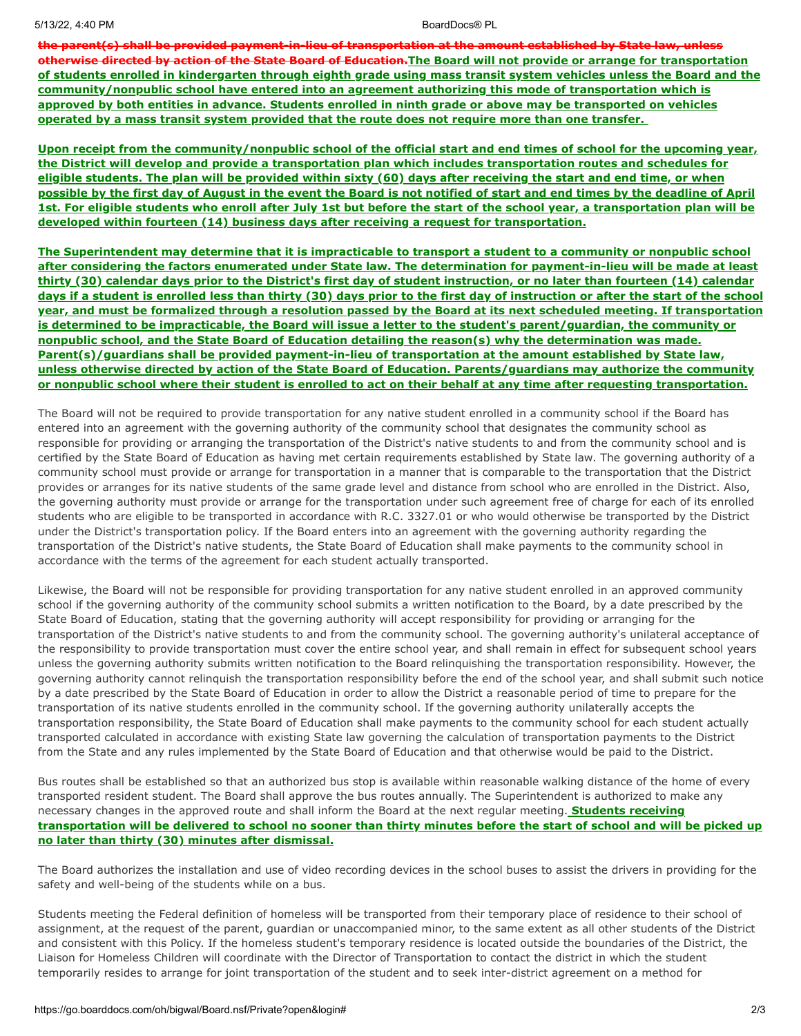~~the parent(s) shall be provided payment-in-lieu of transportation at the amount established by State law, unless otherwise directed by action of the State Board of Education.~~**The Board will not provide or arrange for transportation of students enrolled in kindergarten through eighth grade using mass transit system vehicles unless the Board and the community/nonpublic school have entered into an agreement authorizing this mode of transportation which is approved by both entities in advance. Students enrolled in ninth grade or above may be transported on vehicles operated by a mass transit system provided that the route does not require more than one transfer.**

**Upon receipt from the community/nonpublic school of the official start and end times of school for the upcoming year, the District will develop and provide a transportation plan which includes transportation routes and schedules for eligible students. The plan will be provided within sixty (60) days after receiving the start and end time, or when possible by the first day of August in the event the Board is not notified of start and end times by the deadline of April 1st. For eligible students who enroll after July 1st but before the start of the school year, a transportation plan will be developed within fourteen (14) business days after receiving a request for transportation.**

**The Superintendent may determine that it is impracticable to transport a student to a community or nonpublic school after considering the factors enumerated under State law. The determination for payment-in-lieu will be made at least thirty (30) calendar days prior to the District's first day of student instruction, or no later than fourteen (14) calendar days if a student is enrolled less than thirty (30) days prior to the first day of instruction or after the start of the school year, and must be formalized through a resolution passed by the Board at its next scheduled meeting. If transportation is determined to be impracticable, the Board will issue a letter to the student's parent/guardian, the community or nonpublic school, and the State Board of Education detailing the reason(s) why the determination was made. Parent(s)/guardians shall be provided payment-in-lieu of transportation at the amount established by State law, unless otherwise directed by action of the State Board of Education. Parents/guardians may authorize the community or nonpublic school where their student is enrolled to act on their behalf at any time after requesting transportation.**

The Board will not be required to provide transportation for any native student enrolled in a community school if the Board has entered into an agreement with the governing authority of the community school that designates the community school as responsible for providing or arranging the transportation of the District's native students to and from the community school and is certified by the State Board of Education as having met certain requirements established by State law. The governing authority of a community school must provide or arrange for transportation in a manner that is comparable to the transportation that the District provides or arranges for its native students of the same grade level and distance from school who are enrolled in the District. Also, the governing authority must provide or arrange for the transportation under such agreement free of charge for each of its enrolled students who are eligible to be transported in accordance with R.C. 3327.01 or who would otherwise be transported by the District under the District's transportation policy. If the Board enters into an agreement with the governing authority regarding the transportation of the District's native students, the State Board of Education shall make payments to the community school in accordance with the terms of the agreement for each student actually transported.

Likewise, the Board will not be responsible for providing transportation for any native student enrolled in an approved community school if the governing authority of the community school submits a written notification to the Board, by a date prescribed by the State Board of Education, stating that the governing authority will accept responsibility for providing or arranging for the transportation of the District's native students to and from the community school. The governing authority's unilateral acceptance of the responsibility to provide transportation must cover the entire school year, and shall remain in effect for subsequent school years unless the governing authority submits written notification to the Board relinquishing the transportation responsibility. However, the governing authority cannot relinquish the transportation responsibility before the end of the school year, and shall submit such notice by a date prescribed by the State Board of Education in order to allow the District a reasonable period of time to prepare for the transportation of its native students enrolled in the community school. If the governing authority unilaterally accepts the transportation responsibility, the State Board of Education shall make payments to the community school for each student actually transported calculated in accordance with existing State law governing the calculation of transportation payments to the District from the State and any rules implemented by the State Board of Education and that otherwise would be paid to the District.

Bus routes shall be established so that an authorized bus stop is available within reasonable walking distance of the home of every transported resident student. The Board shall approve the bus routes annually. The Superintendent is authorized to make any necessary changes in the approved route and shall inform the Board at the next regular meeting. **Students receiving transportation will be delivered to school no sooner than thirty minutes before the start of school and will be picked up no later than thirty (30) minutes after dismissal.**

The Board authorizes the installation and use of video recording devices in the school buses to assist the drivers in providing for the safety and well-being of the students while on a bus.

Students meeting the Federal definition of homeless will be transported from their temporary place of residence to their school of assignment, at the request of the parent, guardian or unaccompanied minor, to the same extent as all other students of the District and consistent with this Policy. If the homeless student's temporary residence is located outside the boundaries of the District, the Liaison for Homeless Children will coordinate with the Director of Transportation to contact the district in which the student temporarily resides to arrange for joint transportation of the student and to seek inter-district agreement on a method for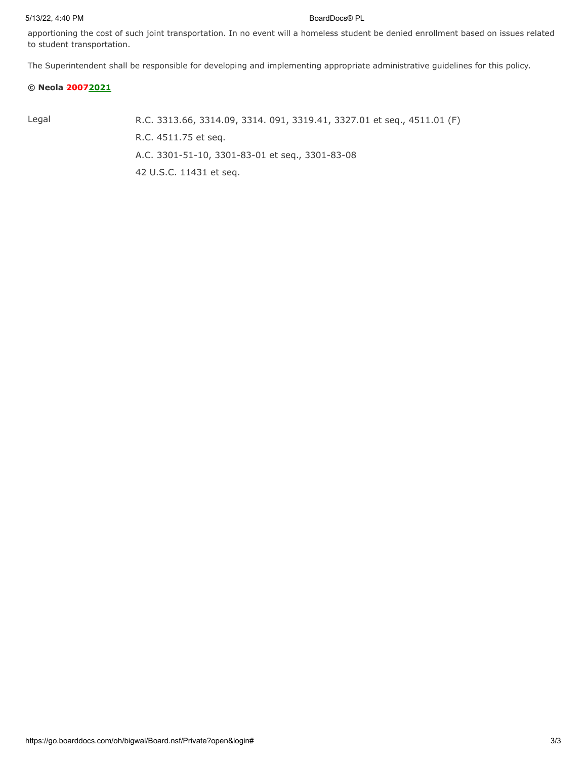apportioning the cost of such joint transportation. In no event will a homeless student be denied enrollment based on issues related to student transportation.

The Superintendent shall be responsible for developing and implementing appropriate administrative guidelines for this policy.

**© Neola ~~2007~~2021**

| | |
|---|---|
| Legal | R.C. 3313.66, 3314.09, 3314. 091, 3319.41, 3327.01 et seq., 4511.01 (F) |
| | R.C. 4511.75 et seq. |
| | A.C. 3301-51-10, 3301-83-01 et seq., 3301-83-08 |
| | 42 U.S.C. 11431 et seq. |